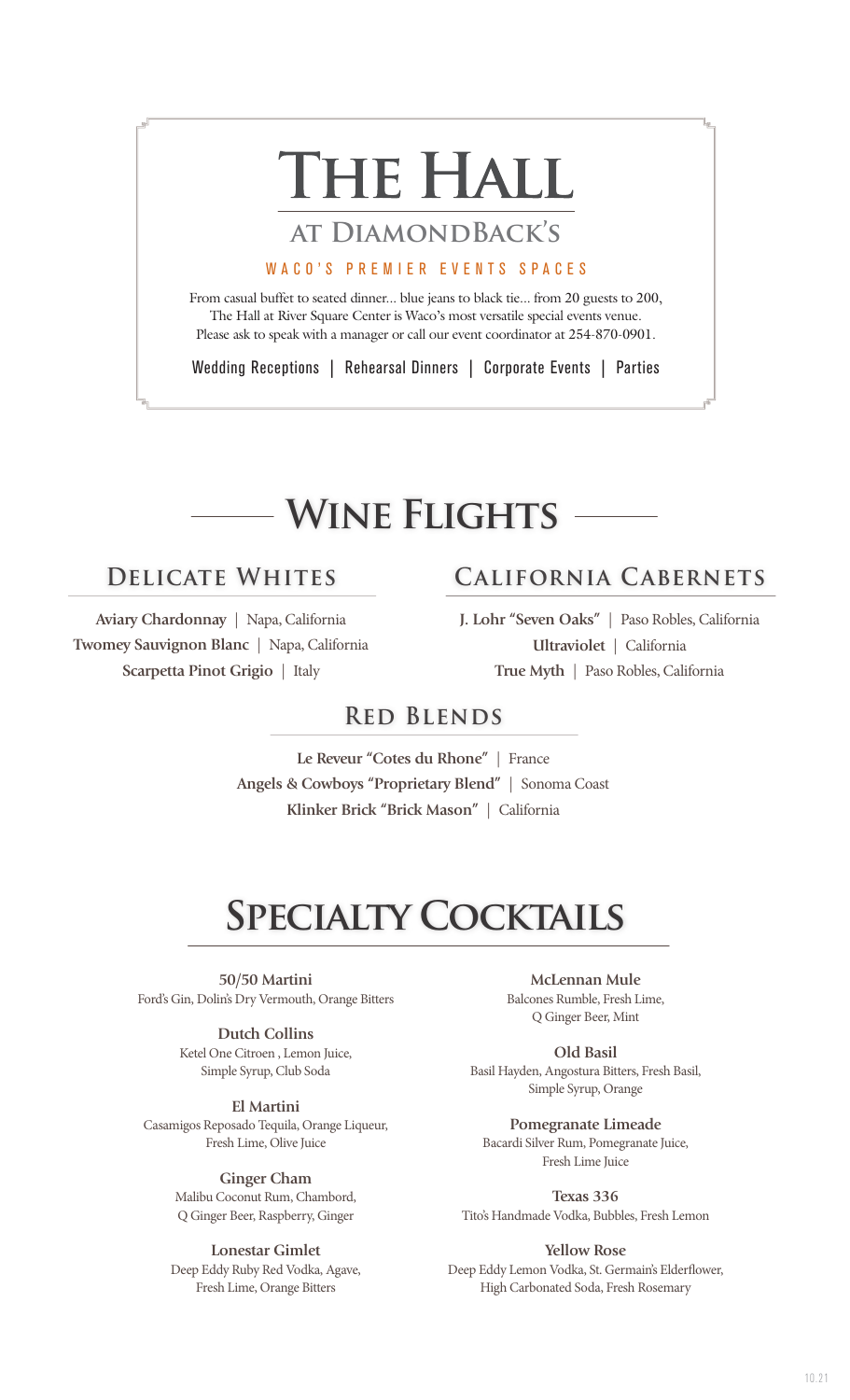# The Hall

## at DiamondBack's

WACO'S PREMIER EVENTS SPACES

From casual buffet to seated dinner… blue jeans to black tie… from 20 guests to 200, The Hall at River Square Center is Waco's most versatile special events venue. Please ask to speak with a manager or call our event coordinator at 254-870-0901.

Wedding Receptions | Rehearsal Dinners | Corporate Events | Parties

# Wine Flights

## Delicate Whites

**Aviary Chardonnay** | Napa, California
**Twomey Sauvignon Blanc** | Napa, California
**Scarpetta Pinot Grigio** | Italy

## California Cabernets

**J. Lohr "Seven Oaks"** | Paso Robles, California
**Ultraviolet** | California
**True Myth** | Paso Robles, California

## Red Blends

**Le Reveur "Cotes du Rhone"** | France
**Angels & Cowboys "Proprietary Blend"** | Sonoma Coast
**Klinker Brick "Brick Mason"** | California

# Specialty Cocktails

**50/50 Martini**
Ford's Gin, Dolin's Dry Vermouth, Orange Bitters

**Dutch Collins**
Ketel One Citroen , Lemon Juice, Simple Syrup, Club Soda

**El Martini**
Casamigos Reposado Tequila, Orange Liqueur, Fresh Lime, Olive Juice

**Ginger Cham**
Malibu Coconut Rum, Chambord, Q Ginger Beer, Raspberry, Ginger

**Lonestar Gimlet**
Deep Eddy Ruby Red Vodka, Agave, Fresh Lime, Orange Bitters

**McLennan Mule**
Balcones Rumble, Fresh Lime, Q Ginger Beer, Mint

**Old Basil**
Basil Hayden, Angostura Bitters, Fresh Basil, Simple Syrup, Orange

**Pomegranate Limeade**
Bacardi Silver Rum, Pomegranate Juice, Fresh Lime Juice

**Texas 336**
Tito's Handmade Vodka, Bubbles, Fresh Lemon

**Yellow Rose**
Deep Eddy Lemon Vodka, St. Germain's Elderflower, High Carbonated Soda, Fresh Rosemary

10.21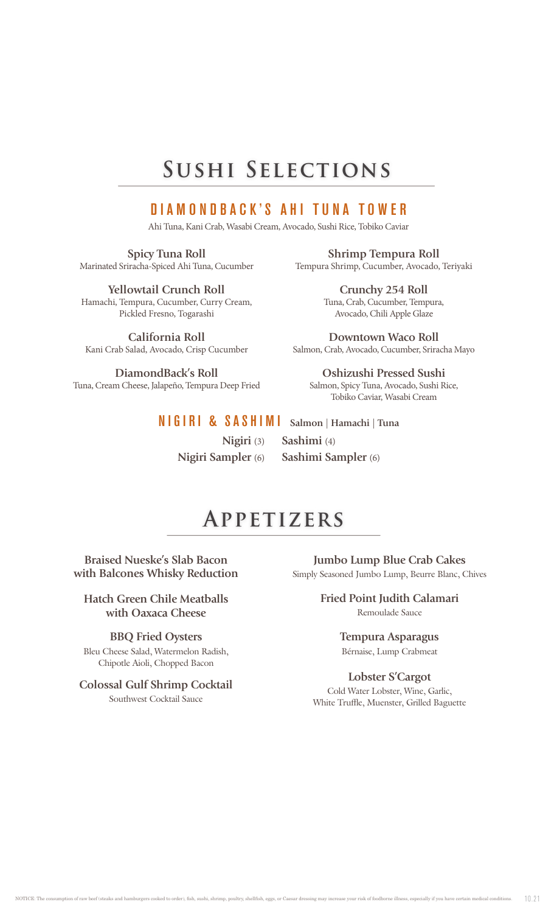# Sushi Selections

## DIAMONDBACK'S AHI TUNA TOWER

Ahi Tuna, Kani Crab, Wasabi Cream, Avocado, Sushi Rice, Tobiko Caviar

**Spicy Tuna Roll**
Marinated Sriracha-Spiced Ahi Tuna, Cucumber

**Yellowtail Crunch Roll**
Hamachi, Tempura, Cucumber, Curry Cream, Pickled Fresno, Togarashi

**California Roll**
Kani Crab Salad, Avocado, Crisp Cucumber

**DiamondBack's Roll**
Tuna, Cream Cheese, Jalapeño, Tempura Deep Fried

**Shrimp Tempura Roll**
Tempura Shrimp, Cucumber, Avocado, Teriyaki

**Crunchy 254 Roll**
Tuna, Crab, Cucumber, Tempura, Avocado, Chili Apple Glaze

**Downtown Waco Roll**
Salmon, Crab, Avocado, Cucumber, Sriracha Mayo

**Oshizushi Pressed Sushi**
Salmon, Spicy Tuna, Avocado, Sushi Rice, Tobiko Caviar, Wasabi Cream

## NIGIRI & SASHIMI

**Salmon** | **Hamachi** | **Tuna**

**Nigiri** (3)
**Sashimi** (4)
**Nigiri Sampler** (6)
**Sashimi Sampler** (6)

# Appetizers

**Braised Nueske's Slab Bacon with Balcones Whisky Reduction**

**Hatch Green Chile Meatballs with Oaxaca Cheese**

**BBQ Fried Oysters**
Bleu Cheese Salad, Watermelon Radish, Chipotle Aioli, Chopped Bacon

**Colossal Gulf Shrimp Cocktail**
Southwest Cocktail Sauce

**Jumbo Lump Blue Crab Cakes**
Simply Seasoned Jumbo Lump, Beurre Blanc, Chives

**Fried Point Judith Calamari**
Remoulade Sauce

**Tempura Asparagus**
Bérnaise, Lump Crabmeat

**Lobster S'Cargot**
Cold Water Lobster, Wine, Garlic, White Truffle, Muenster, Grilled Baguette

NOTICE: The consumption of raw beef (steaks and hamburgers cooked to order), fish, sushi, shrimp, poultry, shellfish, eggs, or Caesar dressing may increase your risk of foodborne illness, especially if you have certain medical conditions.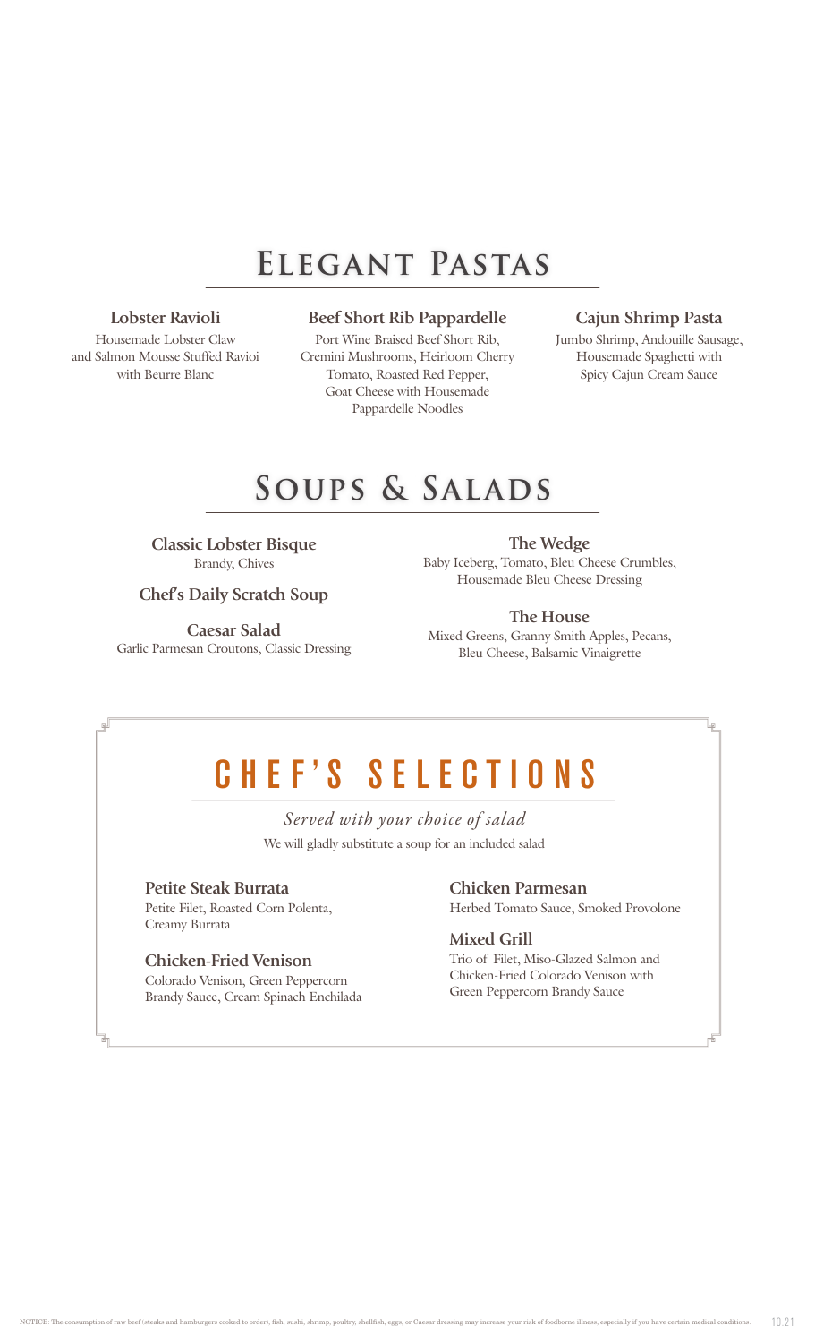# Elegant Pastas

### Lobster Ravioli
Housemade Lobster Claw and Salmon Mousse Stuffed Ravioi with Beurre Blanc

### Beef Short Rib Pappardelle
Port Wine Braised Beef Short Rib, Cremini Mushrooms, Heirloom Cherry Tomato, Roasted Red Pepper, Goat Cheese with Housemade Pappardelle Noodles

### Cajun Shrimp Pasta
Jumbo Shrimp, Andouille Sausage, Housemade Spaghetti with Spicy Cajun Cream Sauce

# Soups & Salads

### Classic Lobster Bisque
Brandy, Chives

### Chef's Daily Scratch Soup

### Caesar Salad
Garlic Parmesan Croutons, Classic Dressing

### The Wedge
Baby Iceberg, Tomato, Bleu Cheese Crumbles, Housemade Bleu Cheese Dressing

### The House
Mixed Greens, Granny Smith Apples, Pecans, Bleu Cheese, Balsamic Vinaigrette

# Chef's Selections

*Served with your choice of salad*

We will gladly substitute a soup for an included salad

### Petite Steak Burrata
Petite Filet, Roasted Corn Polenta, Creamy Burrata

### Chicken-Fried Venison
Colorado Venison, Green Peppercorn Brandy Sauce, Cream Spinach Enchilada

### Chicken Parmesan
Herbed Tomato Sauce, Smoked Provolone

### Mixed Grill
Trio of Filet, Miso-Glazed Salmon and Chicken-Fried Colorado Venison with Green Peppercorn Brandy Sauce

NOTICE: The consumption of raw beef (steaks and hamburgers cooked to order), fish, sushi, shrimp, poultry, shellfish, eggs, or Caesar dressing may increase your risk of foodborne illness, especially if you have certain medical conditions.

10.21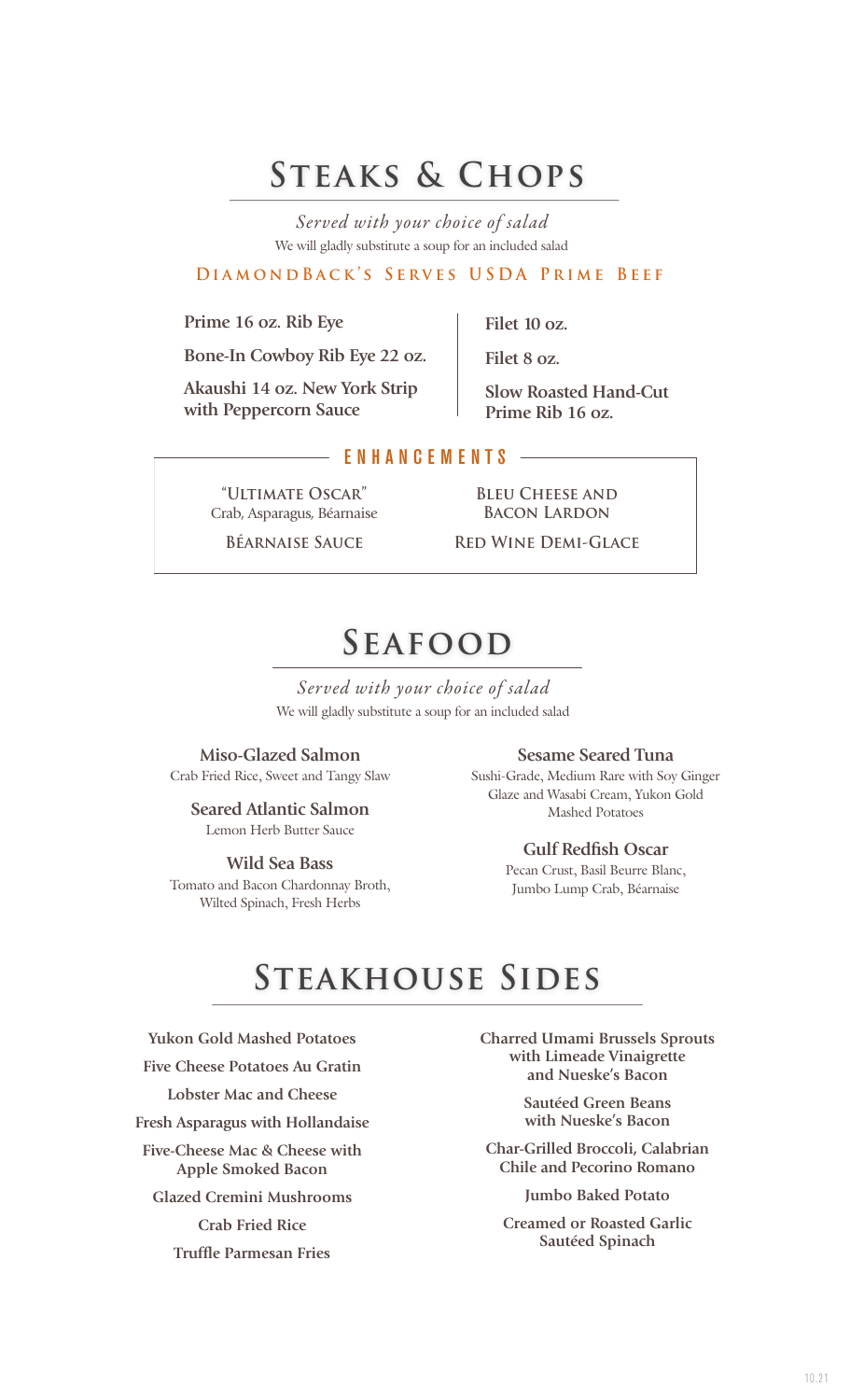# Steaks & Chops

*Served with your choice of salad*

We will gladly substitute a soup for an included salad

## DiamondBack's Serves USDA Prime Beef

**Prime 16 oz. Rib Eye**

**Bone-In Cowboy Rib Eye 22 oz.**

**Akaushi 14 oz. New York Strip with Peppercorn Sauce**

**Filet 10 oz.**

**Filet 8 oz.**

**Slow Roasted Hand-Cut Prime Rib 16 oz.**

## Enhancements

"Ultimate Oscar"
Crab, Asparagus, Béarnaise

Béarnaise Sauce

Bleu Cheese and Bacon Lardon

Red Wine Demi-Glace

# Seafood

*Served with your choice of salad*

We will gladly substitute a soup for an included salad

**Miso-Glazed Salmon**
Crab Fried Rice, Sweet and Tangy Slaw

**Seared Atlantic Salmon**
Lemon Herb Butter Sauce

**Wild Sea Bass**
Tomato and Bacon Chardonnay Broth, Wilted Spinach, Fresh Herbs

**Sesame Seared Tuna**
Sushi-Grade, Medium Rare with Soy Ginger Glaze and Wasabi Cream, Yukon Gold Mashed Potatoes

**Gulf Redfish Oscar**
Pecan Crust, Basil Beurre Blanc, Jumbo Lump Crab, Béarnaise

# Steakhouse Sides

**Yukon Gold Mashed Potatoes**

**Five Cheese Potatoes Au Gratin**

**Lobster Mac and Cheese**

**Fresh Asparagus with Hollandaise**

**Five-Cheese Mac & Cheese with Apple Smoked Bacon**

**Glazed Cremini Mushrooms**

**Crab Fried Rice**

**Truffle Parmesan Fries**

**Charred Umami Brussels Sprouts with Limeade Vinaigrette and Nueske's Bacon**

**Sautéed Green Beans with Nueske's Bacon**

**Char-Grilled Broccoli, Calabrian Chile and Pecorino Romano**

**Jumbo Baked Potato**

**Creamed or Roasted Garlic Sautéed Spinach**

10.21